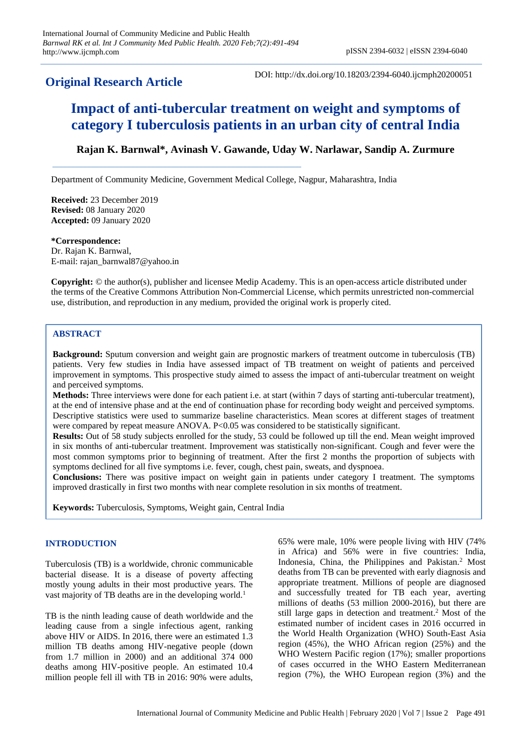**Original Research Article**

DOI: http://dx.doi.org/10.18203/2394-6040.ijcmph20200051

# Impact of anti-tubercular treatment on weight and symptoms of category I tuberculosis patients in an urban city of central India

**Rajan K. Barnwal\*, Avinash V. Gawande, Uday W. Narlawar, Sandip A. Zurmure**

Department of Community Medicine, Government Medical College, Nagpur, Maharashtra, India

**Received:** 23 December 2019
**Revised:** 08 January 2020
**Accepted:** 09 January 2020

**\*Correspondence:**
Dr. Rajan K. Barnwal,
E-mail: rajan_barnwal87@yahoo.in

**Copyright:** © the author(s), publisher and licensee Medip Academy. This is an open-access article distributed under the terms of the Creative Commons Attribution Non-Commercial License, which permits unrestricted non-commercial use, distribution, and reproduction in any medium, provided the original work is properly cited.

## ABSTRACT

**Background:** Sputum conversion and weight gain are prognostic markers of treatment outcome in tuberculosis (TB) patients. Very few studies in India have assessed impact of TB treatment on weight of patients and perceived improvement in symptoms. This prospective study aimed to assess the impact of anti-tubercular treatment on weight and perceived symptoms.

**Methods:** Three interviews were done for each patient i.e. at start (within 7 days of starting anti-tubercular treatment), at the end of intensive phase and at the end of continuation phase for recording body weight and perceived symptoms. Descriptive statistics were used to summarize baseline characteristics. Mean scores at different stages of treatment were compared by repeat measure ANOVA. P<0.05 was considered to be statistically significant.

**Results:** Out of 58 study subjects enrolled for the study, 53 could be followed up till the end. Mean weight improved in six months of anti-tubercular treatment. Improvement was statistically non-significant. Cough and fever were the most common symptoms prior to beginning of treatment. After the first 2 months the proportion of subjects with symptoms declined for all five symptoms i.e. fever, cough, chest pain, sweats, and dyspnoea.

**Conclusions:** There was positive impact on weight gain in patients under category I treatment. The symptoms improved drastically in first two months with near complete resolution in six months of treatment.

**Keywords:** Tuberculosis, Symptoms, Weight gain, Central India

## INTRODUCTION

Tuberculosis (TB) is a worldwide, chronic communicable bacterial disease. It is a disease of poverty affecting mostly young adults in their most productive years. The vast majority of TB deaths are in the developing world.[1]

TB is the ninth leading cause of death worldwide and the leading cause from a single infectious agent, ranking above HIV or AIDS. In 2016, there were an estimated 1.3 million TB deaths among HIV-negative people (down from 1.7 million in 2000) and an additional 374 000 deaths among HIV-positive people. An estimated 10.4 million people fell ill with TB in 2016: 90% were adults, 65% were male, 10% were people living with HIV (74% in Africa) and 56% were in five countries: India, Indonesia, China, the Philippines and Pakistan.[2] Most deaths from TB can be prevented with early diagnosis and appropriate treatment. Millions of people are diagnosed and successfully treated for TB each year, averting millions of deaths (53 million 2000-2016), but there are still large gaps in detection and treatment.[2] Most of the estimated number of incident cases in 2016 occurred in the World Health Organization (WHO) South-East Asia region (45%), the WHO African region (25%) and the WHO Western Pacific region (17%); smaller proportions of cases occurred in the WHO Eastern Mediterranean region (7%), the WHO European region (3%) and the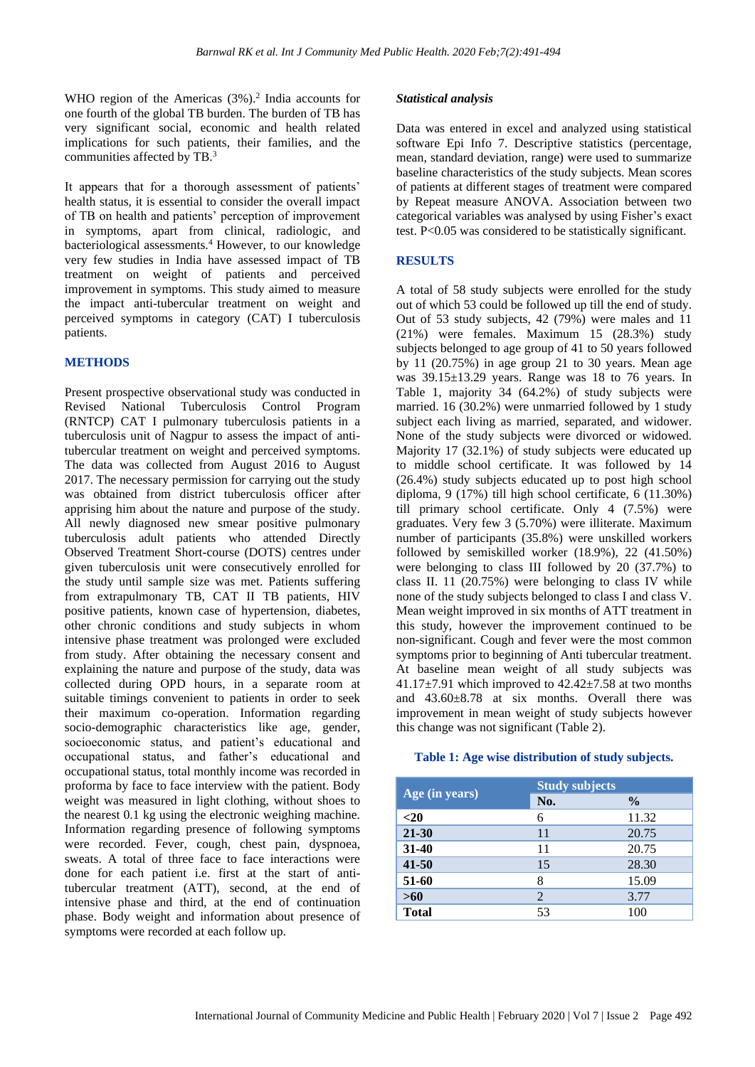WHO region of the Americas (3%).[2] India accounts for one fourth of the global TB burden. The burden of TB has very significant social, economic and health related implications for such patients, their families, and the communities affected by TB.[3]

It appears that for a thorough assessment of patients' health status, it is essential to consider the overall impact of TB on health and patients' perception of improvement in symptoms, apart from clinical, radiologic, and bacteriological assessments.[4] However, to our knowledge very few studies in India have assessed impact of TB treatment on weight of patients and perceived improvement in symptoms. This study aimed to measure the impact anti-tubercular treatment on weight and perceived symptoms in category (CAT) I tuberculosis patients.

## METHODS

Present prospective observational study was conducted in Revised National Tuberculosis Control Program (RNTCP) CAT I pulmonary tuberculosis patients in a tuberculosis unit of Nagpur to assess the impact of anti-tubercular treatment on weight and perceived symptoms. The data was collected from August 2016 to August 2017. The necessary permission for carrying out the study was obtained from district tuberculosis officer after apprising him about the nature and purpose of the study. All newly diagnosed new smear positive pulmonary tuberculosis adult patients who attended Directly Observed Treatment Short-course (DOTS) centres under given tuberculosis unit were consecutively enrolled for the study until sample size was met. Patients suffering from extrapulmonary TB, CAT II TB patients, HIV positive patients, known case of hypertension, diabetes, other chronic conditions and study subjects in whom intensive phase treatment was prolonged were excluded from study. After obtaining the necessary consent and explaining the nature and purpose of the study, data was collected during OPD hours, in a separate room at suitable timings convenient to patients in order to seek their maximum co-operation. Information regarding socio-demographic characteristics like age, gender, socioeconomic status, and patient's educational and occupational status, and father's educational and occupational status, total monthly income was recorded in proforma by face to face interview with the patient. Body weight was measured in light clothing, without shoes to the nearest 0.1 kg using the electronic weighing machine. Information regarding presence of following symptoms were recorded. Fever, cough, chest pain, dyspnoea, sweats. A total of three face to face interactions were done for each patient i.e. first at the start of anti-tubercular treatment (ATT), second, at the end of intensive phase and third, at the end of continuation phase. Body weight and information about presence of symptoms were recorded at each follow up.

### *Statistical analysis*

Data was entered in excel and analyzed using statistical software Epi Info 7. Descriptive statistics (percentage, mean, standard deviation, range) were used to summarize baseline characteristics of the study subjects. Mean scores of patients at different stages of treatment were compared by Repeat measure ANOVA. Association between two categorical variables was analysed by using Fisher's exact test. P<0.05 was considered to be statistically significant.

## RESULTS

A total of 58 study subjects were enrolled for the study out of which 53 could be followed up till the end of study. Out of 53 study subjects, 42 (79%) were males and 11 (21%) were females. Maximum 15 (28.3%) study subjects belonged to age group of 41 to 50 years followed by 11 (20.75%) in age group 21 to 30 years. Mean age was 39.15±13.29 years. Range was 18 to 76 years. In Table 1, majority 34 (64.2%) of study subjects were married. 16 (30.2%) were unmarried followed by 1 study subject each living as married, separated, and widower. None of the study subjects were divorced or widowed. Majority 17 (32.1%) of study subjects were educated up to middle school certificate. It was followed by 14 (26.4%) study subjects educated up to post high school diploma, 9 (17%) till high school certificate, 6 (11.30%) till primary school certificate. Only 4 (7.5%) were graduates. Very few 3 (5.70%) were illiterate. Maximum number of participants (35.8%) were unskilled workers followed by semiskilled worker (18.9%), 22 (41.50%) were belonging to class III followed by 20 (37.7%) to class II. 11 (20.75%) were belonging to class IV while none of the study subjects belonged to class I and class V. Mean weight improved in six months of ATT treatment in this study, however the improvement continued to be non-significant. Cough and fever were the most common symptoms prior to beginning of Anti tubercular treatment. At baseline mean weight of all study subjects was 41.17±7.91 which improved to 42.42±7.58 at two months and 43.60±8.78 at six months. Overall there was improvement in mean weight of study subjects however this change was not significant (Table 2).

**Table 1: Age wise distribution of study subjects.**

| Age (in years) | Study subjects | |
|---|---|---|
| | No. | % |
| **<20** | 6 | 11.32 |
| **21-30** | 11 | 20.75 |
| **31-40** | 11 | 20.75 |
| **41-50** | 15 | 28.30 |
| **51-60** | 8 | 15.09 |
| **>60** | 2 | 3.77 |
| **Total** | 53 | 100 |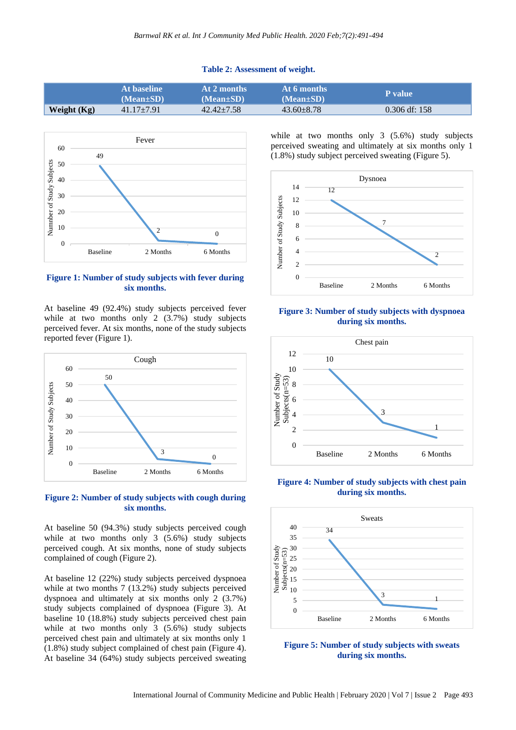**Table 2: Assessment of weight.**

| | At baseline (Mean±SD) | At 2 months (Mean±SD) | At 6 months (Mean±SD) | P value |
|---|---|---|---|---|
| **Weight (Kg)** | 41.17±7.91 | 42.42±7.58 | 43.60±8.78 | 0.306 df: 158 |

**Figure 1: Number of study subjects with fever during six months.**

At baseline 49 (92.4%) study subjects perceived fever while at two months only 2 (3.7%) study subjects perceived fever. At six months, none of the study subjects reported fever (Figure 1).

**Figure 2: Number of study subjects with cough during six months.**

At baseline 50 (94.3%) study subjects perceived cough while at two months only 3 (5.6%) study subjects perceived cough. At six months, none of study subjects complained of cough (Figure 2).

At baseline 12 (22%) study subjects perceived dyspnoea while at two months 7 (13.2%) study subjects perceived dyspnoea and ultimately at six months only 2 (3.7%) study subjects complained of dyspnoea (Figure 3). At baseline 10 (18.8%) study subjects perceived chest pain while at two months only 3 (5.6%) study subjects perceived chest pain and ultimately at six months only 1 (1.8%) study subject complained of chest pain (Figure 4). At baseline 34 (64%) study subjects perceived sweating while at two months only 3 (5.6%) study subjects perceived sweating and ultimately at six months only 1 (1.8%) study subject perceived sweating (Figure 5).

**Figure 3: Number of study subjects with dyspnoea during six months.**

**Figure 4: Number of study subjects with chest pain during six months.**

**Figure 5: Number of study subjects with sweats during six months.**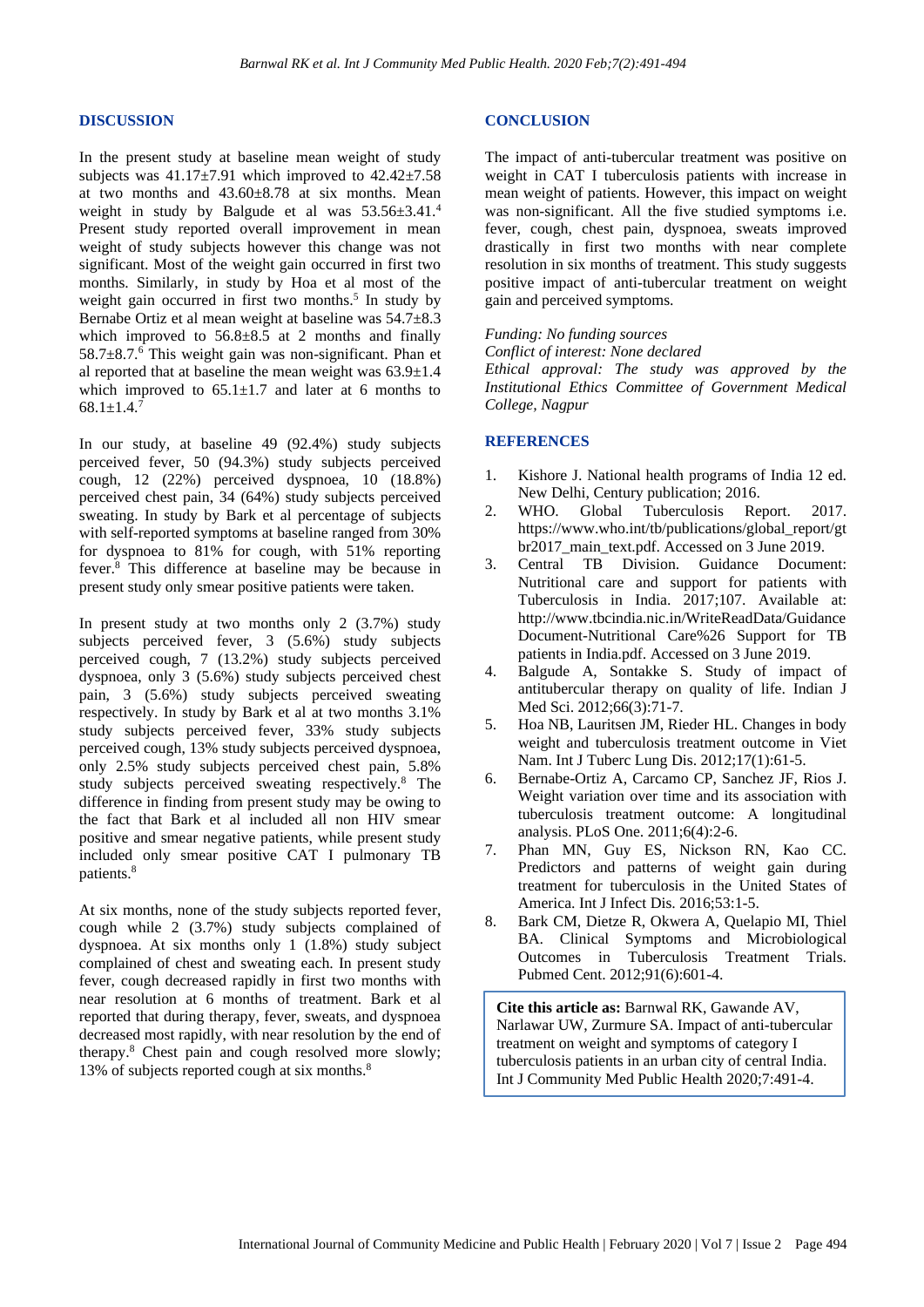## DISCUSSION

In the present study at baseline mean weight of study subjects was 41.17±7.91 which improved to 42.42±7.58 at two months and 43.60±8.78 at six months. Mean weight in study by Balgude et al was 53.56±3.41.[4] Present study reported overall improvement in mean weight of study subjects however this change was not significant. Most of the weight gain occurred in first two months. Similarly, in study by Hoa et al most of the weight gain occurred in first two months.[5] In study by Bernabe Ortiz et al mean weight at baseline was 54.7±8.3 which improved to 56.8±8.5 at 2 months and finally 58.7±8.7.[6] This weight gain was non-significant. Phan et al reported that at baseline the mean weight was 63.9±1.4 which improved to 65.1±1.7 and later at 6 months to 68.1±1.4.[7]

In our study, at baseline 49 (92.4%) study subjects perceived fever, 50 (94.3%) study subjects perceived cough, 12 (22%) perceived dyspnoea, 10 (18.8%) perceived chest pain, 34 (64%) study subjects perceived sweating. In study by Bark et al percentage of subjects with self-reported symptoms at baseline ranged from 30% for dyspnoea to 81% for cough, with 51% reporting fever.[8] This difference at baseline may be because in present study only smear positive patients were taken.

In present study at two months only 2 (3.7%) study subjects perceived fever, 3 (5.6%) study subjects perceived cough, 7 (13.2%) study subjects perceived dyspnoea, only 3 (5.6%) study subjects perceived chest pain, 3 (5.6%) study subjects perceived sweating respectively. In study by Bark et al at two months 3.1% study subjects perceived fever, 33% study subjects perceived cough, 13% study subjects perceived dyspnoea, only 2.5% study subjects perceived chest pain, 5.8% study subjects perceived sweating respectively.[8] The difference in finding from present study may be owing to the fact that Bark et al included all non HIV smear positive and smear negative patients, while present study included only smear positive CAT I pulmonary TB patients.[8]

At six months, none of the study subjects reported fever, cough while 2 (3.7%) study subjects complained of dyspnoea. At six months only 1 (1.8%) study subject complained of chest and sweating each. In present study fever, cough decreased rapidly in first two months with near resolution at 6 months of treatment. Bark et al reported that during therapy, fever, sweats, and dyspnoea decreased most rapidly, with near resolution by the end of therapy.[8] Chest pain and cough resolved more slowly; 13% of subjects reported cough at six months.[8]

## CONCLUSION

The impact of anti-tubercular treatment was positive on weight in CAT I tuberculosis patients with increase in mean weight of patients. However, this impact on weight was non-significant. All the five studied symptoms i.e. fever, cough, chest pain, dyspnoea, sweats improved drastically in first two months with near complete resolution in six months of treatment. This study suggests positive impact of anti-tubercular treatment on weight gain and perceived symptoms.

*Funding: No funding sources*
*Conflict of interest: None declared*
*Ethical approval: The study was approved by the Institutional Ethics Committee of Government Medical College, Nagpur*

## REFERENCES

1. Kishore J. National health programs of India 12 ed. New Delhi, Century publication; 2016.
2. WHO. Global Tuberculosis Report. 2017. https://www.who.int/tb/publications/global_report/gtbr2017_main_text.pdf. Accessed on 3 June 2019.
3. Central TB Division. Guidance Document: Nutritional care and support for patients with Tuberculosis in India. 2017;107. Available at: http://www.tbcindia.nic.in/WriteReadData/Guidance Document-Nutritional Care%26 Support for TB patients in India.pdf. Accessed on 3 June 2019.
4. Balgude A, Sontakke S. Study of impact of antitubercular therapy on quality of life. Indian J Med Sci. 2012;66(3):71-7.
5. Hoa NB, Lauritsen JM, Rieder HL. Changes in body weight and tuberculosis treatment outcome in Viet Nam. Int J Tuberc Lung Dis. 2012;17(1):61-5.
6. Bernabe-Ortiz A, Carcamo CP, Sanchez JF, Rios J. Weight variation over time and its association with tuberculosis treatment outcome: A longitudinal analysis. PLoS One. 2011;6(4):2-6.
7. Phan MN, Guy ES, Nickson RN, Kao CC. Predictors and patterns of weight gain during treatment for tuberculosis in the United States of America. Int J Infect Dis. 2016;53:1-5.
8. Bark CM, Dietze R, Okwera A, Quelapio MI, Thiel BA. Clinical Symptoms and Microbiological Outcomes in Tuberculosis Treatment Trials. Pubmed Cent. 2012;91(6):601-4.

**Cite this article as:** Barnwal RK, Gawande AV, Narlawar UW, Zurmure SA. Impact of anti-tubercular treatment on weight and symptoms of category I tuberculosis patients in an urban city of central India. Int J Community Med Public Health 2020;7:491-4.